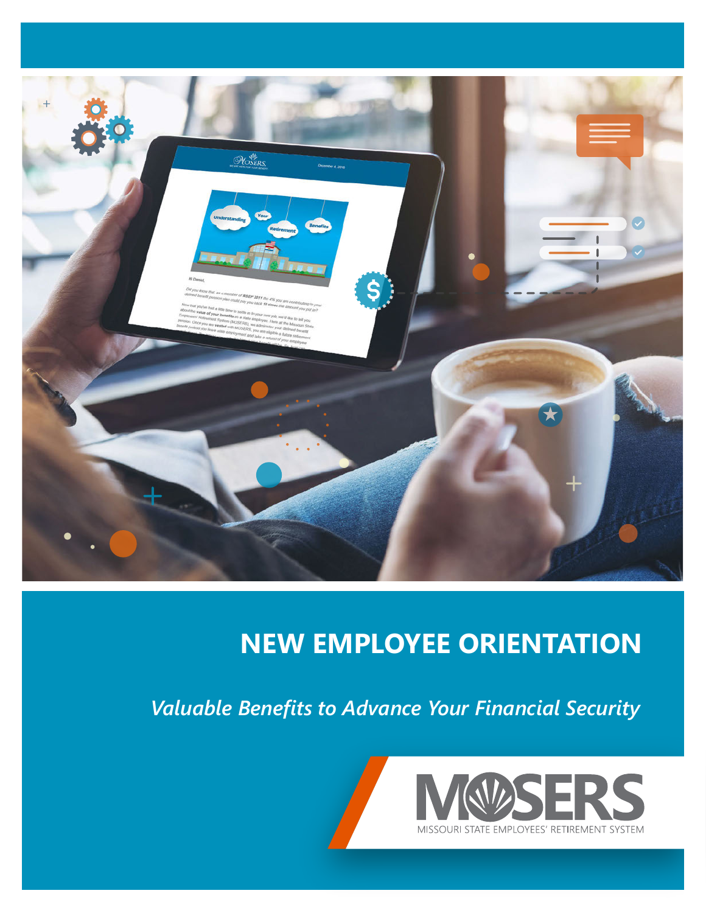# NEW EMPLOYEE ORIENTATION

*Valuable Benefits to Advance Your Financial Security*

MOSERS

MISSOURI STATE EMPLOYEES' RETIREMENT SYSTEM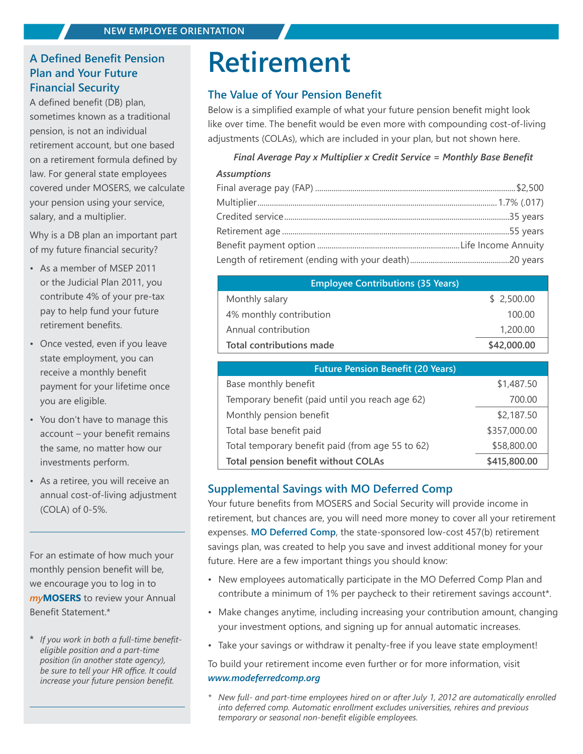NEW EMPLOYEE ORIENTATION

## A Defined Benefit Pension Plan and Your Future Financial Security

A defined benefit (DB) plan, sometimes known as a traditional pension, is not an individual retirement account, but one based on a retirement formula defined by law. For general state employees covered under MOSERS, we calculate your pension using your service, salary, and a multiplier.

Why is a DB plan an important part of my future financial security?

- As a member of MSEP 2011 or the Judicial Plan 2011, you contribute 4% of your pre-tax pay to help fund your future retirement benefits.
- Once vested, even if you leave state employment, you can receive a monthly benefit payment for your lifetime once you are eligible.
- You don't have to manage this account – your benefit remains the same, no matter how our investments perform.
- As a retiree, you will receive an annual cost-of-living adjustment (COLA) of 0-5%.

For an estimate of how much your monthly pension benefit will be, we encourage you to log in to ***my*MOSERS** to review your Annual Benefit Statement.*

\* *If you work in both a full-time benefit-eligible position and a part-time position (in another state agency), be sure to tell your HR office. It could increase your future pension benefit.*

# Retirement

## The Value of Your Pension Benefit

Below is a simplified example of what your future pension benefit might look like over time. The benefit would be even more with compounding cost-of-living adjustments (COLAs), which are included in your plan, but not shown here.

***Final Average Pay x Multiplier x Credit Service = Monthly Base Benefit***

***Assumptions***

- Final average pay (FAP) ........ $2,500
- Multiplier ........ 1.7% (.017)
- Credited service ........ 35 years
- Retirement age ........ 55 years
- Benefit payment option ........ Life Income Annuity
- Length of retirement (ending with your death) ........ 20 years

| Employee Contributions (35 Years) | |
|---|---|
| Monthly salary | $ 2,500.00 |
| 4% monthly contribution | 100.00 |
| Annual contribution | 1,200.00 |
| **Total contributions made** | **$42,000.00** |

| Future Pension Benefit (20 Years) | |
|---|---|
| Base monthly benefit | $1,487.50 |
| Temporary benefit (paid until you reach age 62) | 700.00 |
| Monthly pension benefit | $2,187.50 |
| Total base benefit paid | $357,000.00 |
| Total temporary benefit paid (from age 55 to 62) | $58,800.00 |
| **Total pension benefit without COLAs** | **$415,800.00** |

## Supplemental Savings with MO Deferred Comp

Your future benefits from MOSERS and Social Security will provide income in retirement, but chances are, you will need more money to cover all your retirement expenses. MO Deferred Comp, the state-sponsored low-cost 457(b) retirement savings plan, was created to help you save and invest additional money for your future. Here are a few important things you should know:

- New employees automatically participate in the MO Deferred Comp Plan and contribute a minimum of 1% per paycheck to their retirement savings account*.
- Make changes anytime, including increasing your contribution amount, changing your investment options, and signing up for annual automatic increases.
- Take your savings or withdraw it penalty-free if you leave state employment!

To build your retirement income even further or for more information, visit ***www.modeferredcomp.org***

\* *New full- and part-time employees hired on or after July 1, 2012 are automatically enrolled into deferred comp. Automatic enrollment excludes universities, rehires and previous temporary or seasonal non-benefit eligible employees.*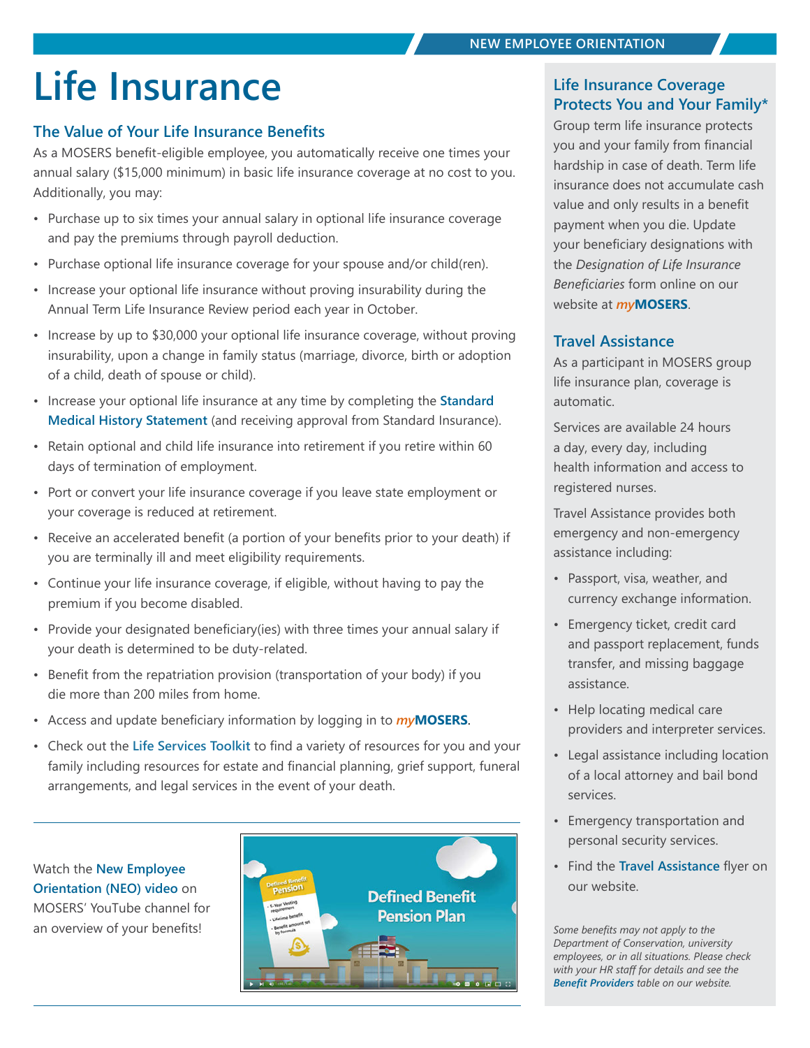# Life Insurance

## The Value of Your Life Insurance Benefits

As a MOSERS benefit-eligible employee, you automatically receive one times your annual salary ($15,000 minimum) in basic life insurance coverage at no cost to you. Additionally, you may:

- Purchase up to six times your annual salary in optional life insurance coverage and pay the premiums through payroll deduction.
- Purchase optional life insurance coverage for your spouse and/or child(ren).
- Increase your optional life insurance without proving insurability during the Annual Term Life Insurance Review period each year in October.
- Increase by up to $30,000 your optional life insurance coverage, without proving insurability, upon a change in family status (marriage, divorce, birth or adoption of a child, death of spouse or child).
- Increase your optional life insurance at any time by completing the Standard Medical History Statement (and receiving approval from Standard Insurance).
- Retain optional and child life insurance into retirement if you retire within 60 days of termination of employment.
- Port or convert your life insurance coverage if you leave state employment or your coverage is reduced at retirement.
- Receive an accelerated benefit (a portion of your benefits prior to your death) if you are terminally ill and meet eligibility requirements.
- Continue your life insurance coverage, if eligible, without having to pay the premium if you become disabled.
- Provide your designated beneficiary(ies) with three times your annual salary if your death is determined to be duty-related.
- Benefit from the repatriation provision (transportation of your body) if you die more than 200 miles from home.
- Access and update beneficiary information by logging in to *my*MOSERS.
- Check out the Life Services Toolkit to find a variety of resources for you and your family including resources for estate and financial planning, grief support, funeral arrangements, and legal services in the event of your death.

Watch the New Employee Orientation (NEO) video on MOSERS' YouTube channel for an overview of your benefits!

## Life Insurance Coverage Protects You and Your Family*

Group term life insurance protects you and your family from financial hardship in case of death. Term life insurance does not accumulate cash value and only results in a benefit payment when you die. Update your beneficiary designations with the *Designation of Life Insurance Beneficiaries* form online on our website at *my*MOSERS.

## Travel Assistance

As a participant in MOSERS group life insurance plan, coverage is automatic.

Services are available 24 hours a day, every day, including health information and access to registered nurses.

Travel Assistance provides both emergency and non-emergency assistance including:

- Passport, visa, weather, and currency exchange information.
- Emergency ticket, credit card and passport replacement, funds transfer, and missing baggage assistance.
- Help locating medical care providers and interpreter services.
- Legal assistance including location of a local attorney and bail bond services.
- Emergency transportation and personal security services.
- Find the Travel Assistance flyer on our website.

*Some benefits may not apply to the Department of Conservation, university employees, or in all situations. Please check with your HR staff for details and see the **Benefit Providers** table on our website.*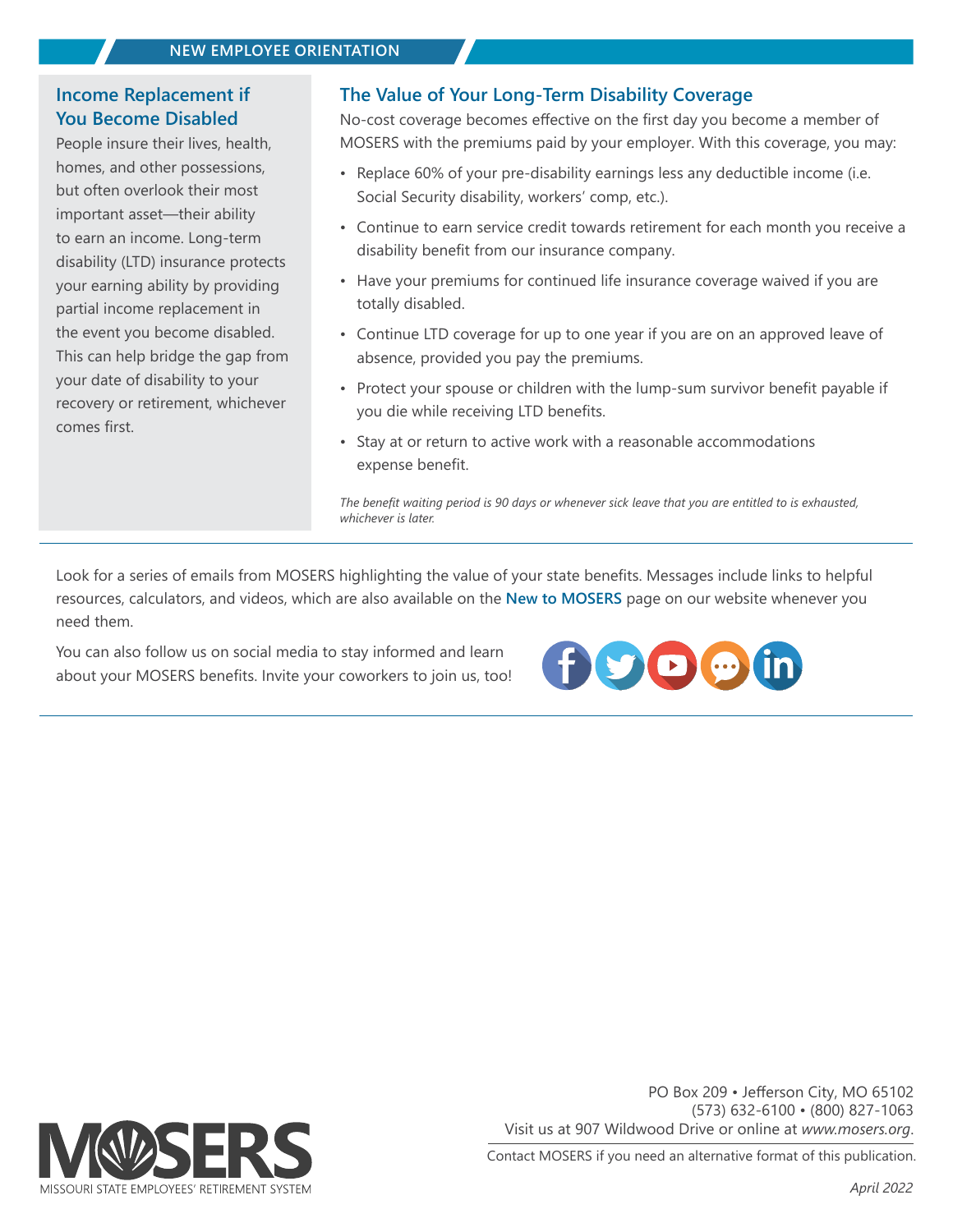## Income Replacement if You Become Disabled

People insure their lives, health, homes, and other possessions, but often overlook their most important asset—their ability to earn an income. Long-term disability (LTD) insurance protects your earning ability by providing partial income replacement in the event you become disabled. This can help bridge the gap from your date of disability to your recovery or retirement, whichever comes first.

## The Value of Your Long-Term Disability Coverage

No-cost coverage becomes effective on the first day you become a member of MOSERS with the premiums paid by your employer. With this coverage, you may:

- Replace 60% of your pre-disability earnings less any deductible income (i.e. Social Security disability, workers' comp, etc.).
- Continue to earn service credit towards retirement for each month you receive a disability benefit from our insurance company.
- Have your premiums for continued life insurance coverage waived if you are totally disabled.
- Continue LTD coverage for up to one year if you are on an approved leave of absence, provided you pay the premiums.
- Protect your spouse or children with the lump-sum survivor benefit payable if you die while receiving LTD benefits.
- Stay at or return to active work with a reasonable accommodations expense benefit.

*The benefit waiting period is 90 days or whenever sick leave that you are entitled to is exhausted, whichever is later.*

---

Look for a series of emails from MOSERS highlighting the value of your state benefits. Messages include links to helpful resources, calculators, and videos, which are also available on the **New to MOSERS** page on our website whenever you need them.

You can also follow us on social media to stay informed and learn about your MOSERS benefits. Invite your coworkers to join us, too!

---

MOSERS
MISSOURI STATE EMPLOYEES' RETIREMENT SYSTEM

PO Box 209 • Jefferson City, MO 65102
(573) 632-6100 • (800) 827-1063
Visit us at 907 Wildwood Drive or online at *www.mosers.org*.

Contact MOSERS if you need an alternative format of this publication.

*April 2022*